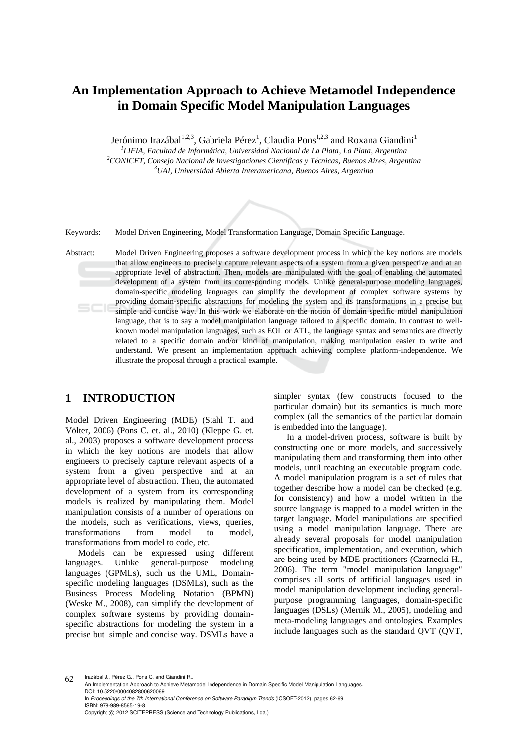# An Implementation Approach to Achieve Metamodel Independence in Domain Specific Model Manipulation Languages

Jerónimo Irazábal[1,2,3], Gabriela Pérez[1], Claudia Pons[1,2,3] and Roxana Giandini[1]

[1]*LIFIA, Facultad de Informática, Universidad Nacional de La Plata, La Plata, Argentina*
[2]*CONICET, Consejo Nacional de Investigaciones Científicas y Técnicas, Buenos Aires, Argentina*
[3]*UAI, Universidad Abierta Interamericana, Buenos Aires, Argentina*

Keywords: Model Driven Engineering, Model Transformation Language, Domain Specific Language.

Abstract: Model Driven Engineering proposes a software development process in which the key notions are models that allow engineers to precisely capture relevant aspects of a system from a given perspective and at an appropriate level of abstraction. Then, models are manipulated with the goal of enabling the automated development of a system from its corresponding models. Unlike general-purpose modeling languages, domain-specific modeling languages can simplify the development of complex software systems by providing domain-specific abstractions for modeling the system and its transformations in a precise but simple and concise way. In this work we elaborate on the notion of domain specific model manipulation language, that is to say a model manipulation language tailored to a specific domain. In contrast to well-known model manipulation languages, such as EOL or ATL, the language syntax and semantics are directly related to a specific domain and/or kind of manipulation, making manipulation easier to write and understand. We present an implementation approach achieving complete platform-independence. We illustrate the proposal through a practical example.

## 1 INTRODUCTION

Model Driven Engineering (MDE) (Stahl T. and Völter, 2006) (Pons C. et. al., 2010) (Kleppe G. et. al., 2003) proposes a software development process in which the key notions are models that allow engineers to precisely capture relevant aspects of a system from a given perspective and at an appropriate level of abstraction. Then, the automated development of a system from its corresponding models is realized by manipulating them. Model manipulation consists of a number of operations on the models, such as verifications, views, queries, transformations from model to model, transformations from model to code, etc.

Models can be expressed using different languages. Unlike general-purpose modeling languages (GPMLs), such us the UML, Domain-specific modeling languages (DSMLs), such as the Business Process Modeling Notation (BPMN) (Weske M., 2008), can simplify the development of complex software systems by providing domain-specific abstractions for modeling the system in a precise but simple and concise way. DSMLs have a simpler syntax (few constructs focused to the particular domain) but its semantics is much more complex (all the semantics of the particular domain is embedded into the language).

In a model-driven process, software is built by constructing one or more models, and successively manipulating them and transforming them into other models, until reaching an executable program code. A model manipulation program is a set of rules that together describe how a model can be checked (e.g. for consistency) and how a model written in the source language is mapped to a model written in the target language. Model manipulations are specified using a model manipulation language. There are already several proposals for model manipulation specification, implementation, and execution, which are being used by MDE practitioners (Czarnecki H., 2006). The term "model manipulation language" comprises all sorts of artificial languages used in model manipulation development including general-purpose programming languages, domain-specific languages (DSLs) (Mernik M., 2005), modeling and meta-modeling languages and ontologies. Examples include languages such as the standard QVT (QVT,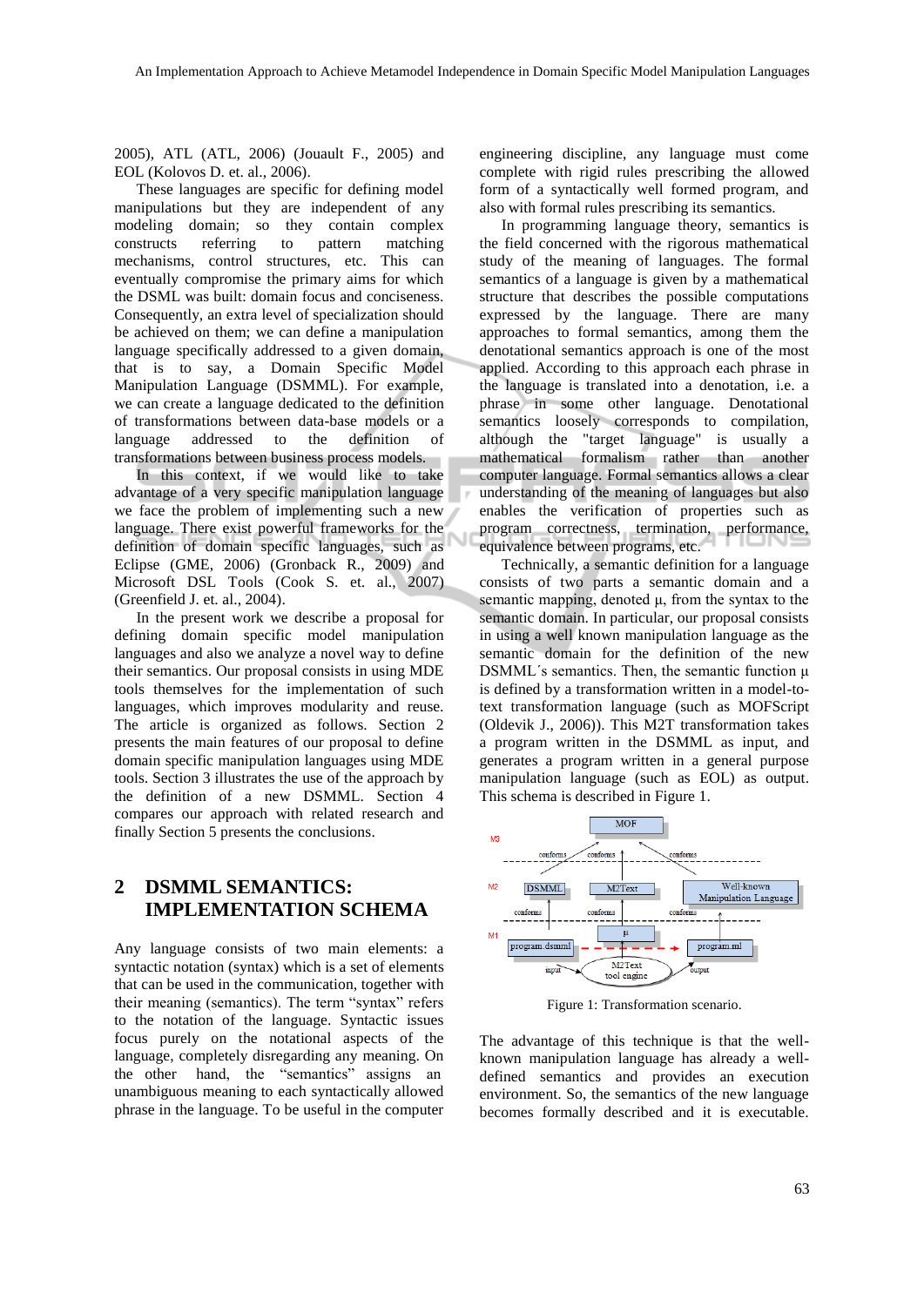2005), ATL (ATL, 2006) (Jouault F., 2005) and EOL (Kolovos D. et. al., 2006).

These languages are specific for defining model manipulations but they are independent of any modeling domain; so they contain complex constructs referring to pattern matching mechanisms, control structures, etc. This can eventually compromise the primary aims for which the DSML was built: domain focus and conciseness. Consequently, an extra level of specialization should be achieved on them; we can define a manipulation language specifically addressed to a given domain, that is to say, a Domain Specific Model Manipulation Language (DSMML). For example, we can create a language dedicated to the definition of transformations between data-base models or a language addressed to the definition of transformations between business process models.

In this context, if we would like to take advantage of a very specific manipulation language we face the problem of implementing such a new language. There exist powerful frameworks for the definition of domain specific languages, such as Eclipse (GME, 2006) (Gronback R., 2009) and Microsoft DSL Tools (Cook S. et. al., 2007) (Greenfield J. et. al., 2004).

In the present work we describe a proposal for defining domain specific model manipulation languages and also we analyze a novel way to define their semantics. Our proposal consists in using MDE tools themselves for the implementation of such languages, which improves modularity and reuse. The article is organized as follows. Section 2 presents the main features of our proposal to define domain specific manipulation languages using MDE tools. Section 3 illustrates the use of the approach by the definition of a new DSMML. Section 4 compares our approach with related research and finally Section 5 presents the conclusions.

## 2 DSMML SEMANTICS: IMPLEMENTATION SCHEMA

Any language consists of two main elements: a syntactic notation (syntax) which is a set of elements that can be used in the communication, together with their meaning (semantics). The term “syntax” refers to the notation of the language. Syntactic issues focus purely on the notational aspects of the language, completely disregarding any meaning. On the other hand, the “semantics” assigns an unambiguous meaning to each syntactically allowed phrase in the language. To be useful in the computer engineering discipline, any language must come complete with rigid rules prescribing the allowed form of a syntactically well formed program, and also with formal rules prescribing its semantics.

In programming language theory, semantics is the field concerned with the rigorous mathematical study of the meaning of languages. The formal semantics of a language is given by a mathematical structure that describes the possible computations expressed by the language. There are many approaches to formal semantics, among them the denotational semantics approach is one of the most applied. According to this approach each phrase in the language is translated into a denotation, i.e. a phrase in some other language. Denotational semantics loosely corresponds to compilation, although the "target language" is usually a mathematical formalism rather than another computer language. Formal semantics allows a clear understanding of the meaning of languages but also enables the verification of properties such as program correctness, termination, performance, equivalence between programs, etc.

Technically, a semantic definition for a language consists of two parts a semantic domain and a semantic mapping, denoted µ, from the syntax to the semantic domain. In particular, our proposal consists in using a well known manipulation language as the semantic domain for the definition of the new DSMML´s semantics. Then, the semantic function µ is defined by a transformation written in a model-to-text transformation language (such as MOFScript (Oldevik J., 2006)). This M2T transformation takes a program written in the DSMML as input, and generates a program written in a general purpose manipulation language (such as EOL) as output. This schema is described in Figure 1.

M3
MOF
conforms
conforms
conforms
M2
DSMML
M2Text
Well-known Manipulation Language
conforms
conforms
conforms
M1
program.dsmml
µ
program.ml
input
M2Text tool engine
output

Figure 1: Transformation scenario.

The advantage of this technique is that the well-known manipulation language has already a well-defined semantics and provides an execution environment. So, the semantics of the new language becomes formally described and it is executable.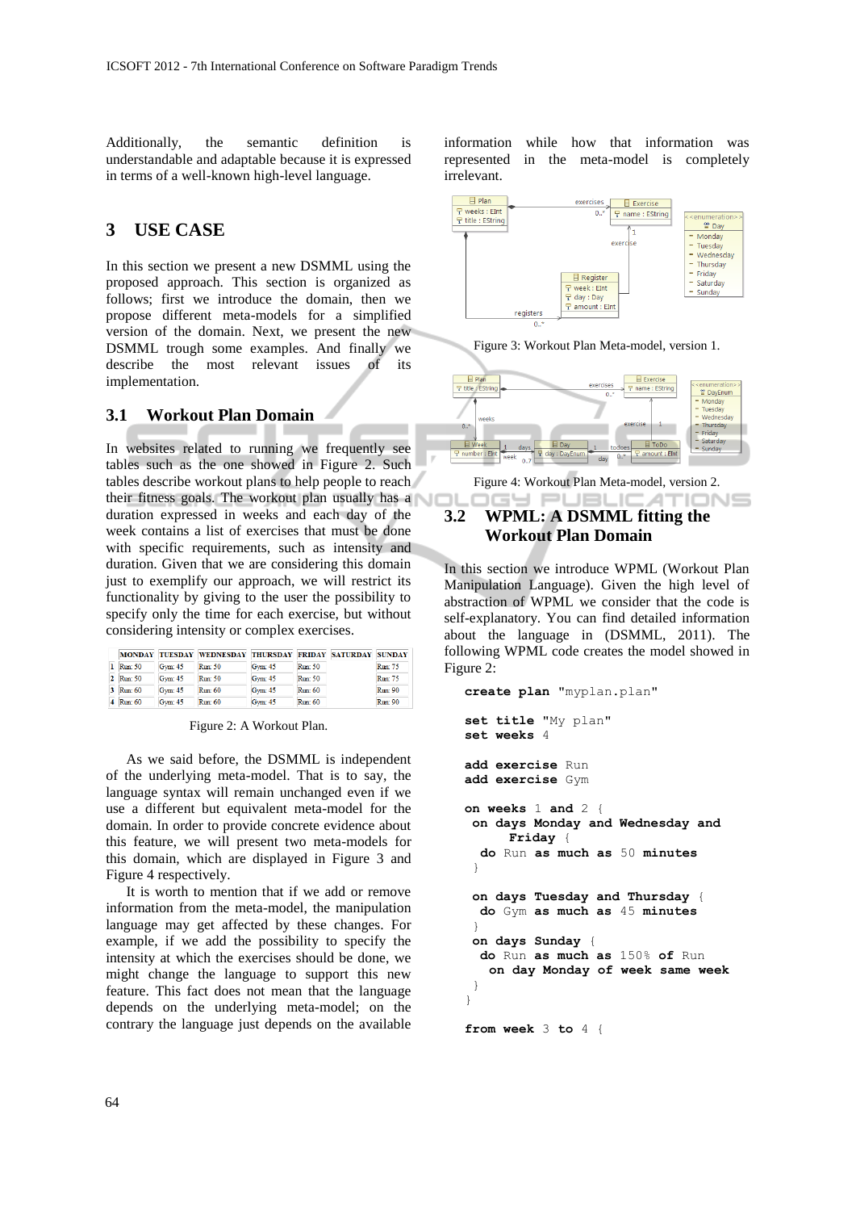Additionally, the semantic definition is understandable and adaptable because it is expressed in terms of a well-known high-level language.

## 3 USE CASE

In this section we present a new DSMML using the proposed approach. This section is organized as follows; first we introduce the domain, then we propose different meta-models for a simplified version of the domain. Next, we present the new DSMML trough some examples. And finally we describe the most relevant issues of its implementation.

### 3.1 Workout Plan Domain

In websites related to running we frequently see tables such as the one showed in Figure 2. Such tables describe workout plans to help people to reach their fitness goals. The workout plan usually has a duration expressed in weeks and each day of the week contains a list of exercises that must be done with specific requirements, such as intensity and duration. Given that we are considering this domain just to exemplify our approach, we will restrict its functionality by giving to the user the possibility to specify only the time for each exercise, but without considering intensity or complex exercises.

| | MONDAY | TUESDAY | WEDNESDAY | THURSDAY | FRIDAY | SATURDAY | SUNDAY |
|---|---|---|---|---|---|---|---|
| 1 | Run: 50 | Gym: 45 | Run: 50 | Gym: 45 | Run: 50 | | Run: 75 |
| 2 | Run: 50 | Gym: 45 | Run: 50 | Gym: 45 | Run: 50 | | Run: 75 |
| 3 | Run: 60 | Gym: 45 | Run: 60 | Gym: 45 | Run: 60 | | Run: 90 |
| 4 | Run: 60 | Gym: 45 | Run: 60 | Gym: 45 | Run: 60 | | Run: 90 |

Figure 2: A Workout Plan.

As we said before, the DSMML is independent of the underlying meta-model. That is to say, the language syntax will remain unchanged even if we use a different but equivalent meta-model for the domain. In order to provide concrete evidence about this feature, we will present two meta-models for this domain, which are displayed in Figure 3 and Figure 4 respectively.

It is worth to mention that if we add or remove information from the meta-model, the manipulation language may get affected by these changes. For example, if we add the possibility to specify the intensity at which the exercises should be done, we might change the language to support this new feature. This fact does not mean that the language depends on the underlying meta-model; on the contrary the language just depends on the available information while how that information was represented in the meta-model is completely irrelevant.

Figure 3: Workout Plan Meta-model, version 1.

Figure 4: Workout Plan Meta-model, version 2.

### 3.2 WPML: A DSMML fitting the Workout Plan Domain

In this section we introduce WPML (Workout Plan Manipulation Language). Given the high level of abstraction of WPML we consider that the code is self-explanatory. You can find detailed information about the language in (DSMML, 2011). The following WPML code creates the model showed in Figure 2:

```
create plan "myplan.plan"

set title "My plan"
set weeks 4

add exercise Run
add exercise Gym

on weeks 1 and 2 {
 on days Monday and Wednesday and
       Friday {
  do Run as much as 50 minutes
 }

 on days Tuesday and Thursday {
  do Gym as much as 45 minutes
 }
 on days Sunday {
  do Run as much as 150% of Run
   on day Monday of week same week
 }
}

from week 3 to 4 {
```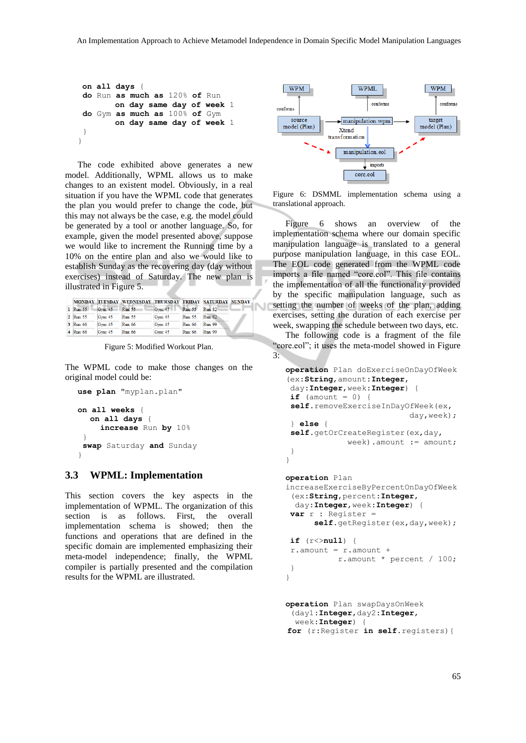```
  on all days {
  do Run as much as 120% of Run
         on day same day of week 1
  do Gym as much as 100% of Gym
         on day same day of week 1
  }
}
```

The code exhibited above generates a new model. Additionally, WPML allows us to make changes to an existent model. Obviously, in a real situation if you have the WPML code that generates the plan you would prefer to change the code, but this may not always be the case, e.g. the model could be generated by a tool or another language. So, for example, given the model presented above, suppose we would like to increment the Running time by a 10% on the entire plan and also we would like to establish Sunday as the recovering day (day without exercises) instead of Saturday. The new plan is illustrated in Figure 5.

| | MONDAY | TUESDAY | WEDNESDAY | THURSDAY | FRIDAY | SATURDAY | SUNDAY |
|---|---|---|---|---|---|---|---|
| 1 | Run: 55 | Gym: 45 | Run: 55 | Gym: 45 | Run: 55 | Run: 82 | |
| 2 | Run: 55 | Gym: 45 | Run: 55 | Gym: 45 | Run: 55 | Run: 82 | |
| 3 | Run: 66 | Gym: 45 | Run: 66 | Gym: 45 | Run: 66 | Run: 99 | |
| 4 | Run: 66 | Gym: 45 | Run: 66 | Gym: 45 | Run: 66 | Run: 99 | |

Figure 5: Modified Workout Plan.

The WPML code to make those changes on the original model could be:

```
use plan "myplan.plan"

on all weeks {
   on all days {
     increase Run by 10%
 }
 swap Saturday and Sunday
}
```

### 3.3 WPML: Implementation

This section covers the key aspects in the implementation of WPML. The organization of this section is as follows. First, the overall implementation schema is showed; then the functions and operations that are defined in the specific domain are implemented emphasizing their meta-model independence; finally, the WPML compiler is partially presented and the compilation results for the WPML are illustrated.

Figure 6: DSMML implementation schema using a translational approach.

Figure 6 shows an overview of the implementation schema where our domain specific manipulation language is translated to a general purpose manipulation language, in this case EOL. The EOL code generated from the WPML code imports a file named "core.eol". This file contains the implementation of all the functionality provided by the specific manipulation language, such as setting the number of weeks of the plan, adding exercises, setting the duration of each exercise per week, swapping the schedule between two days, etc.

The following code is a fragment of the file "core.eol"; it uses the meta-model showed in Figure 3:

```
operation Plan doExerciseOnDayOfWeek
(ex:String,amount:Integer,
 day:Integer,week:Integer) {
 if (amount = 0) {
 self.removeExerciseInDayOfWeek(ex,
                          day,week);
 } else {
 self.getOrCreateRegister(ex,day,
              week).amount := amount;
 }
}

operation Plan
increaseExerciseByPercentOnDayOfWeek
 (ex:String,percent:Integer,
  day:Integer,week:Integer) {
 var r : Register =
      self.getRegister(ex,day,week);

 if (r<>null) {
 r.amount = r.amount +
          r.amount * percent / 100;
 }
}


operation Plan swapDaysOnWeek
 (day1:Integer,day2:Integer,
  week:Integer) {
for (r:Register in self.registers){
```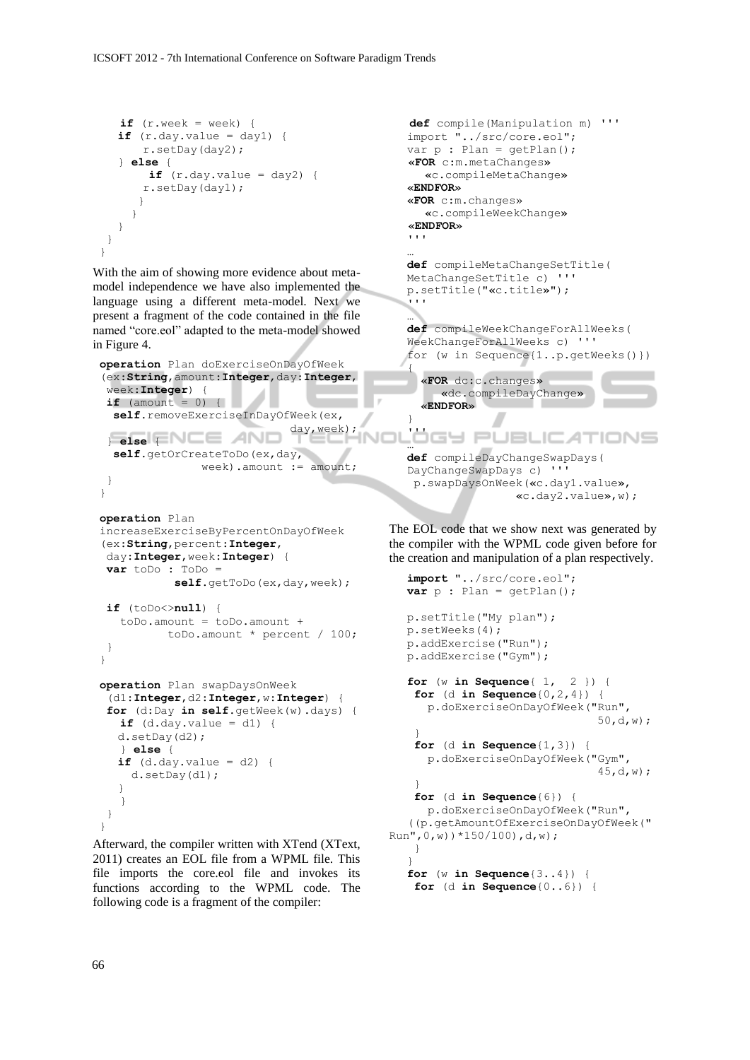```
    if (r.week = week) {
    if (r.day.value = day1) {
        r.setDay(day2);
    } else {
        if (r.day.value = day2) {
        r.setDay(day1);
        }
      }
    }
  }
}
```

With the aim of showing more evidence about meta-model independence we have also implemented the language using a different meta-model. Next we present a fragment of the code contained in the file named "core.eol" adapted to the meta-model showed in Figure 4.

```
operation Plan doExerciseOnDayOfWeek
(ex:String,amount:Integer,day:Integer,
 week:Integer) {
 if (amount = 0) {
  self.removeExerciseInDayOfWeek(ex,
                              day,week);
 } else {
  self.getOrCreateToDo(ex,day,
               week).amount := amount;
 }
}

operation Plan
increaseExerciseByPercentOnDayOfWeek
(ex:String,percent:Integer,
 day:Integer,week:Integer) {
 var toDo : ToDo =
            self.getToDo(ex,day,week);

 if (toDo<>null) {
   toDo.amount = toDo.amount +
          toDo.amount * percent / 100;
 }
}

operation Plan swapDaysOnWeek
 (d1:Integer,d2:Integer,w:Integer) {
 for (d:Day in self.getWeek(w).days) {
   if (d.day.value = d1) {
   d.setDay(d2);
   } else {
   if (d.day.value = d2) {
     d.setDay(d1);
   }
   }
 }
}
```

Afterward, the compiler written with XTend (XText, 2011) creates an EOL file from a WPML file. This file imports the core.eol file and invokes its functions according to the WPML code. The following code is a fragment of the compiler:

```
 def compile(Manipulation m) '''
import "../src/core.eol";
var p : Plan = getPlan();
«FOR c:m.metaChanges»
  «c.compileMetaChange»
«ENDFOR»
«FOR c:m.changes»
  «c.compileWeekChange»
«ENDFOR»
'''
…
def compileMetaChangeSetTitle(
MetaChangeSetTitle c) '''
p.setTitle("«c.title»");
'''
…
def compileWeekChangeForAllWeeks(
WeekChangeForAllWeeks c) '''
for (w in Sequence{1..p.getWeeks()})
{
  «FOR dc:c.changes»
    «dc.compileDayChange»
  «ENDFOR»
}
'''
…
def compileDayChangeSwapDays(
DayChangeSwapDays c) '''
 p.swapDaysOnWeek(«c.day1.value»,
                «c.day2.value»,w);
```

The EOL code that we show next was generated by the compiler with the WPML code given before for the creation and manipulation of a plan respectively.

```
import "../src/core.eol";
var p : Plan = getPlan();

p.setTitle("My plan");
p.setWeeks(4);
p.addExercise("Run");
p.addExercise("Gym");

for (w in Sequence{ 1,  2 }) {
 for (d in Sequence{0,2,4}) {
   p.doExerciseOnDayOfWeek("Run",
                            50,d,w);
 }
 for (d in Sequence{1,3}) {
   p.doExerciseOnDayOfWeek("Gym",
                            45,d,w);
 }
 for (d in Sequence{6}) {
   p.doExerciseOnDayOfWeek("Run",
 ((p.getAmountOfExerciseOnDayOfWeek("
Run",0,w))*150/100),d,w);
 }
}
for (w in Sequence{3..4}) {
 for (d in Sequence{0..6}) {
```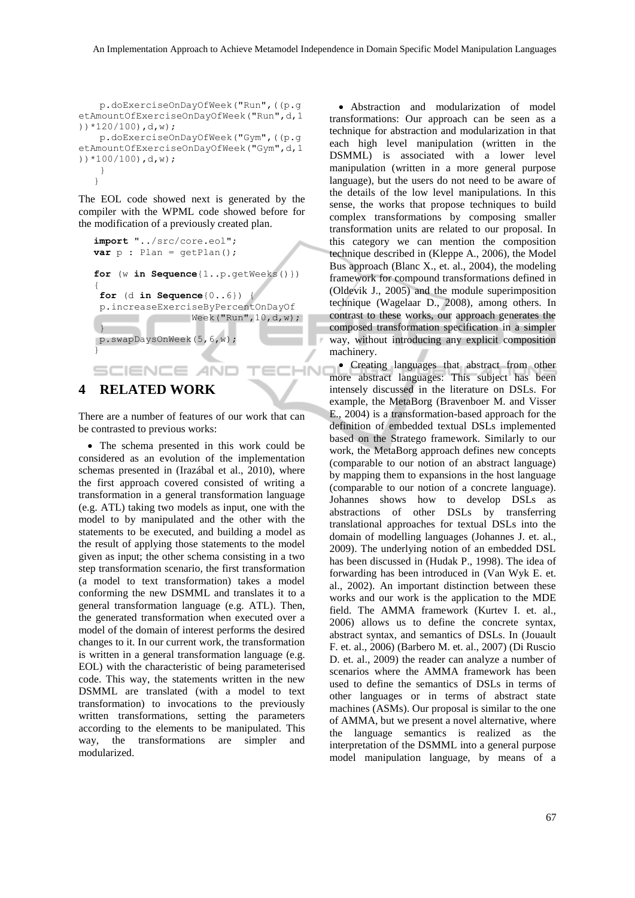```
    p.doExerciseOnDayOfWeek("Run",((p.g
etAmountOfExerciseOnDayOfWeek("Run",d,1
))*120/100),d,w);
    p.doExerciseOnDayOfWeek("Gym",((p.g
etAmountOfExerciseOnDayOfWeek("Gym",d,1
))*100/100),d,w);
    }
   }
```

The EOL code showed next is generated by the compiler with the WPML code showed before for the modification of a previously created plan.

```
import "../src/core.eol";
var p : Plan = getPlan();

for (w in Sequence{1..p.getWeeks()})
{
 for (d in Sequence{0..6}) {
 p.increaseExerciseByPercentOnDayOf
              Week("Run",10,d,w);
 }
 p.swapDaysOnWeek(5,6,w);
}
```

## 4 RELATED WORK

There are a number of features of our work that can be contrasted to previous works:

- The schema presented in this work could be considered as an evolution of the implementation schemas presented in (Irazábal et al., 2010), where the first approach covered consisted of writing a transformation in a general transformation language (e.g. ATL) taking two models as input, one with the model to by manipulated and the other with the statements to be executed, and building a model as the result of applying those statements to the model given as input; the other schema consisting in a two step transformation scenario, the first transformation (a model to text transformation) takes a model conforming the new DSMML and translates it to a general transformation language (e.g. ATL). Then, the generated transformation when executed over a model of the domain of interest performs the desired changes to it. In our current work, the transformation is written in a general transformation language (e.g. EOL) with the characteristic of being parameterised code. This way, the statements written in the new DSMML are translated (with a model to text transformation) to invocations to the previously written transformations, setting the parameters according to the elements to be manipulated. This way, the transformations are simpler and modularized.

- Abstraction and modularization of model transformations: Our approach can be seen as a technique for abstraction and modularization in that each high level manipulation (written in the DSMML) is associated with a lower level manipulation (written in a more general purpose language), but the users do not need to be aware of the details of the low level manipulations. In this sense, the works that propose techniques to build complex transformations by composing smaller transformation units are related to our proposal. In this category we can mention the composition technique described in (Kleppe A., 2006), the Model Bus approach (Blanc X., et. al., 2004), the modeling framework for compound transformations defined in (Oldevik J., 2005) and the module superimposition technique (Wagelaar D., 2008), among others. In contrast to these works, our approach generates the composed transformation specification in a simpler way, without introducing any explicit composition machinery.

- Creating languages that abstract from other more abstract languages: This subject has been intensely discussed in the literature on DSLs. For example, the MetaBorg (Bravenboer M. and Visser E., 2004) is a transformation-based approach for the definition of embedded textual DSLs implemented based on the Stratego framework. Similarly to our work, the MetaBorg approach defines new concepts (comparable to our notion of an abstract language) by mapping them to expansions in the host language (comparable to our notion of a concrete language). Johannes shows how to develop DSLs as abstractions of other DSLs by transferring translational approaches for textual DSLs into the domain of modelling languages (Johannes J. et. al., 2009). The underlying notion of an embedded DSL has been discussed in (Hudak P., 1998). The idea of forwarding has been introduced in (Van Wyk E. et. al., 2002). An important distinction between these works and our work is the application to the MDE field. The AMMA framework (Kurtev I. et. al., 2006) allows us to define the concrete syntax, abstract syntax, and semantics of DSLs. In (Jouault F. et. al., 2006) (Barbero M. et. al., 2007) (Di Ruscio D. et. al., 2009) the reader can analyze a number of scenarios where the AMMA framework has been used to define the semantics of DSLs in terms of other languages or in terms of abstract state machines (ASMs). Our proposal is similar to the one of AMMA, but we present a novel alternative, where the language semantics is realized as the interpretation of the DSMML into a general purpose model manipulation language, by means of a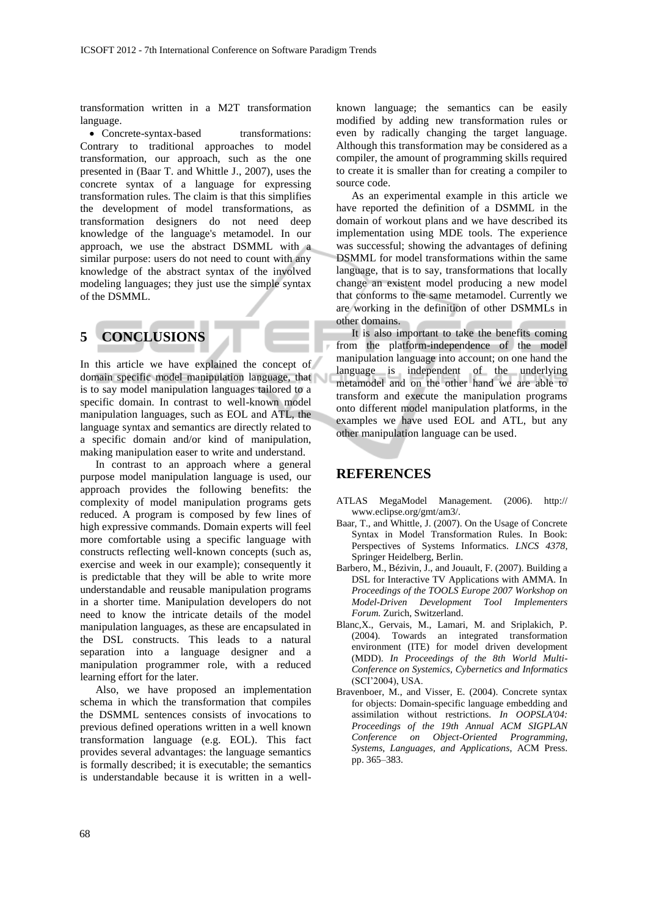transformation written in a M2T transformation language.

- Concrete-syntax-based transformations: Contrary to traditional approaches to model transformation, our approach, such as the one presented in (Baar T. and Whittle J., 2007), uses the concrete syntax of a language for expressing transformation rules. The claim is that this simplifies the development of model transformations, as transformation designers do not need deep knowledge of the language's metamodel. In our approach, we use the abstract DSMML with a similar purpose: users do not need to count with any knowledge of the abstract syntax of the involved modeling languages; they just use the simple syntax of the DSMML.

## 5 CONCLUSIONS

In this article we have explained the concept of domain specific model manipulation language, that is to say model manipulation languages tailored to a specific domain. In contrast to well-known model manipulation languages, such as EOL and ATL, the language syntax and semantics are directly related to a specific domain and/or kind of manipulation, making manipulation easer to write and understand.

In contrast to an approach where a general purpose model manipulation language is used, our approach provides the following benefits: the complexity of model manipulation programs gets reduced. A program is composed by few lines of high expressive commands. Domain experts will feel more comfortable using a specific language with constructs reflecting well-known concepts (such as, exercise and week in our example); consequently it is predictable that they will be able to write more understandable and reusable manipulation programs in a shorter time. Manipulation developers do not need to know the intricate details of the model manipulation languages, as these are encapsulated in the DSL constructs. This leads to a natural separation into a language designer and a manipulation programmer role, with a reduced learning effort for the later.

Also, we have proposed an implementation schema in which the transformation that compiles the DSMML sentences consists of invocations to previous defined operations written in a well known transformation language (e.g. EOL). This fact provides several advantages: the language semantics is formally described; it is executable; the semantics is understandable because it is written in a well-known language; the semantics can be easily modified by adding new transformation rules or even by radically changing the target language. Although this transformation may be considered as a compiler, the amount of programming skills required to create it is smaller than for creating a compiler to source code.

As an experimental example in this article we have reported the definition of a DSMML in the domain of workout plans and we have described its implementation using MDE tools. The experience was successful; showing the advantages of defining DSMML for model transformations within the same language, that is to say, transformations that locally change an existent model producing a new model that conforms to the same metamodel. Currently we are working in the definition of other DSMMLs in other domains.

It is also important to take the benefits coming from the platform-independence of the model manipulation language into account; on one hand the language is independent of the underlying metamodel and on the other hand we are able to transform and execute the manipulation programs onto different model manipulation platforms, in the examples we have used EOL and ATL, but any other manipulation language can be used.

## REFERENCES

ATLAS MegaModel Management. (2006). http://www.eclipse.org/gmt/am3/.

Baar, T., and Whittle, J. (2007). On the Usage of Concrete Syntax in Model Transformation Rules. In Book: Perspectives of Systems Informatics. *LNCS 4378*, Springer Heidelberg, Berlin.

Barbero, M., Bézivin, J., and Jouault, F. (2007). Building a DSL for Interactive TV Applications with AMMA. In *Proceedings of the TOOLS Europe 2007 Workshop on Model-Driven Development Tool Implementers Forum.* Zurich, Switzerland.

Blanc,X., Gervais, M., Lamari, M. and Sriplakich, P. (2004). Towards an integrated transformation environment (ITE) for model driven development (MDD). *In Proceedings of the 8th World Multi-Conference on Systemics, Cybernetics and Informatics* (SCI'2004), USA.

Bravenboer, M., and Visser, E. (2004). Concrete syntax for objects: Domain-specific language embedding and assimilation without restrictions. *In OOPSLA'04: Proceedings of the 19th Annual ACM SIGPLAN Conference on Object-Oriented Programming, Systems, Languages, and Applications*, ACM Press. pp. 365–383.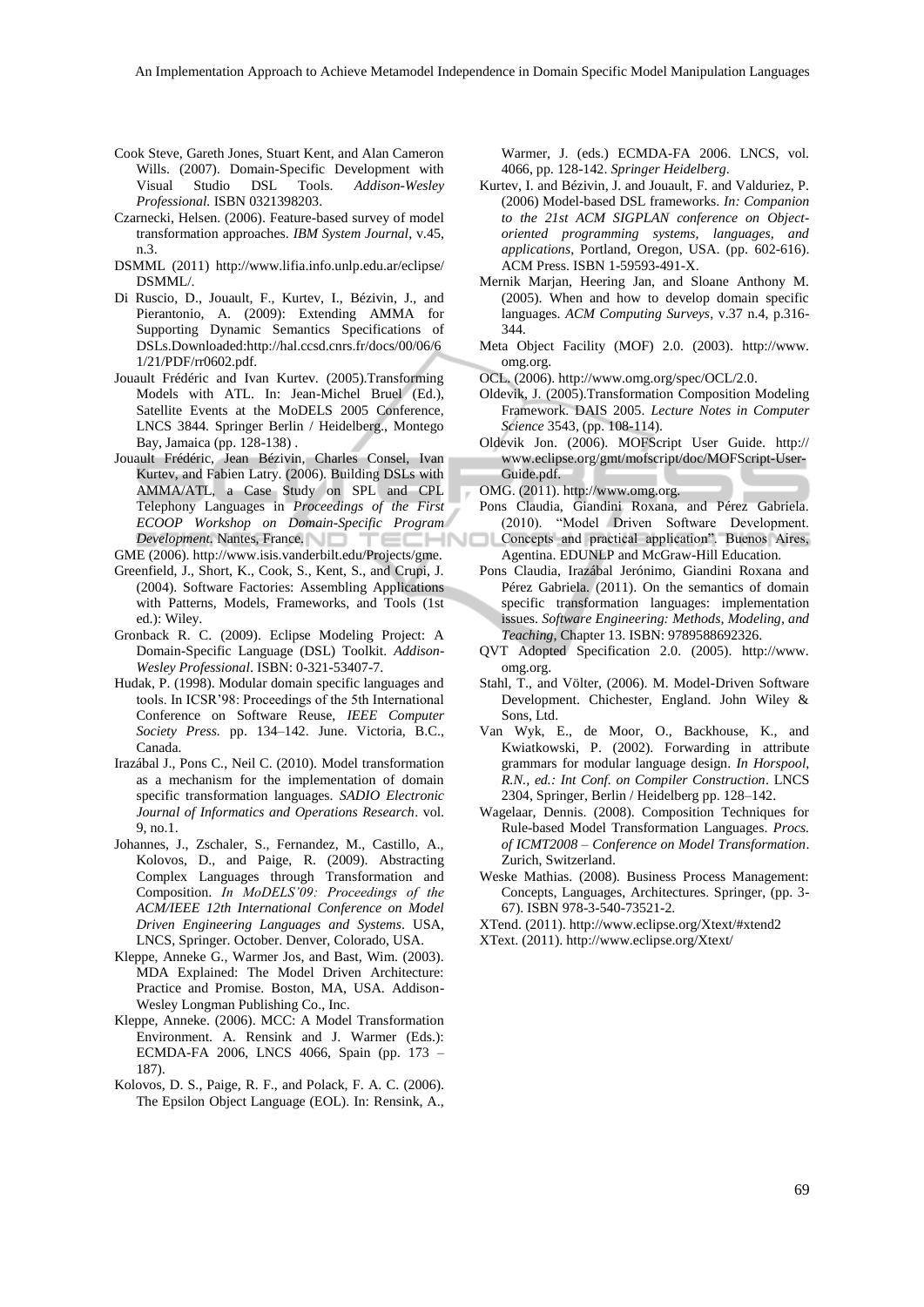Cook Steve, Gareth Jones, Stuart Kent, and Alan Cameron Wills. (2007). Domain-Specific Development with Visual Studio DSL Tools. *Addison-Wesley Professional.* ISBN 0321398203.

Czarnecki, Helsen. (2006). Feature-based survey of model transformation approaches. *IBM System Journal*, v.45, n.3.

DSMML (2011) http://www.lifia.info.unlp.edu.ar/eclipse/DSMML/.

Di Ruscio, D., Jouault, F., Kurtev, I., Bézivin, J., and Pierantonio, A. (2009): Extending AMMA for Supporting Dynamic Semantics Specifications of DSLs.Downloaded:http://hal.ccsd.cnrs.fr/docs/00/06/61/21/PDF/rr0602.pdf.

Jouault Frédéric and Ivan Kurtev. (2005).Transforming Models with ATL. In: Jean-Michel Bruel (Ed.), Satellite Events at the MoDELS 2005 Conference, LNCS 3844. Springer Berlin / Heidelberg., Montego Bay, Jamaica (pp. 128-138) .

Jouault Frédéric, Jean Bézivin, Charles Consel, Ivan Kurtev, and Fabien Latry. (2006). Building DSLs with AMMA/ATL, a Case Study on SPL and CPL Telephony Languages in *Proceedings of the First ECOOP Workshop on Domain-Specific Program Development*. Nantes, France.

GME (2006). http://www.isis.vanderbilt.edu/Projects/gme.

Greenfield, J., Short, K., Cook, S., Kent, S., and Crupi, J. (2004). Software Factories: Assembling Applications with Patterns, Models, Frameworks, and Tools (1st ed.): Wiley.

Gronback R. C. (2009). Eclipse Modeling Project: A Domain-Specific Language (DSL) Toolkit. *Addison-Wesley Professional*. ISBN: 0-321-53407-7.

Hudak, P. (1998). Modular domain specific languages and tools. In ICSR'98: Proceedings of the 5th International Conference on Software Reuse, *IEEE Computer Society Press.* pp. 134–142. June. Victoria, B.C., Canada.

Irazábal J., Pons C., Neil C. (2010). Model transformation as a mechanism for the implementation of domain specific transformation languages. *SADIO Electronic Journal of Informatics and Operations Research*. vol. 9, no.1.

Johannes, J., Zschaler, S., Fernandez, M., Castillo, A., Kolovos, D., and Paige, R. (2009). Abstracting Complex Languages through Transformation and Composition. *In MoDELS'09: Proceedings of the ACM/IEEE 12th International Conference on Model Driven Engineering Languages and Systems*. USA, LNCS, Springer. October. Denver, Colorado, USA.

Kleppe, Anneke G., Warmer Jos, and Bast, Wim. (2003). MDA Explained: The Model Driven Architecture: Practice and Promise. Boston, MA, USA. Addison-Wesley Longman Publishing Co., Inc.

Kleppe, Anneke. (2006). MCC: A Model Transformation Environment. A. Rensink and J. Warmer (Eds.): ECMDA-FA 2006, LNCS 4066, Spain (pp. 173 – 187).

Kolovos, D. S., Paige, R. F., and Polack, F. A. C. (2006). The Epsilon Object Language (EOL). In: Rensink, A., Warmer, J. (eds.) ECMDA-FA 2006. LNCS, vol. 4066, pp. 128-142. *Springer Heidelberg*.

Kurtev, I. and Bézivin, J. and Jouault, F. and Valduriez, P. (2006) Model-based DSL frameworks. *In: Companion to the 21st ACM SIGPLAN conference on Object-oriented programming systems, languages, and applications*, Portland, Oregon, USA. (pp. 602-616). ACM Press. ISBN 1-59593-491-X.

Mernik Marjan, Heering Jan, and Sloane Anthony M. (2005). When and how to develop domain specific languages. *ACM Computing Surveys*, v.37 n.4, p.316-344.

Meta Object Facility (MOF) 2.0. (2003). http://www.omg.org.

OCL. (2006). http://www.omg.org/spec/OCL/2.0.

Oldevik, J. (2005).Transformation Composition Modeling Framework. DAIS 2005. *Lecture Notes in Computer Science* 3543, (pp. 108-114).

Oldevik Jon. (2006). MOFScript User Guide. http://www.eclipse.org/gmt/mofscript/doc/MOFScript-User-Guide.pdf.

OMG. (2011). http://www.omg.org.

Pons Claudia, Giandini Roxana, and Pérez Gabriela. (2010). "Model Driven Software Development. Concepts and practical application". Buenos Aires, Agentina. EDUNLP and McGraw-Hill Education.

Pons Claudia, Irazábal Jerónimo, Giandini Roxana and Pérez Gabriela. (2011). On the semantics of domain specific transformation languages: implementation issues. *Software Engineering: Methods, Modeling, and Teaching*, Chapter 13. ISBN: 9789588692326.

QVT Adopted Specification 2.0. (2005). http://www.omg.org.

Stahl, T., and Völter, (2006). M. Model-Driven Software Development. Chichester, England. John Wiley & Sons, Ltd.

Van Wyk, E., de Moor, O., Backhouse, K., and Kwiatkowski, P. (2002). Forwarding in attribute grammars for modular language design. *In Horspool, R.N., ed.: Int Conf. on Compiler Construction*. LNCS 2304, Springer, Berlin / Heidelberg pp. 128–142.

Wagelaar, Dennis. (2008). Composition Techniques for Rule-based Model Transformation Languages. *Procs. of ICMT2008 – Conference on Model Transformation*. Zurich, Switzerland.

Weske Mathias. (2008). Business Process Management: Concepts, Languages, Architectures. Springer, (pp. 3-67). ISBN 978-3-540-73521-2.

XTend. (2011). http://www.eclipse.org/Xtext/#xtend2

XText. (2011). http://www.eclipse.org/Xtext/